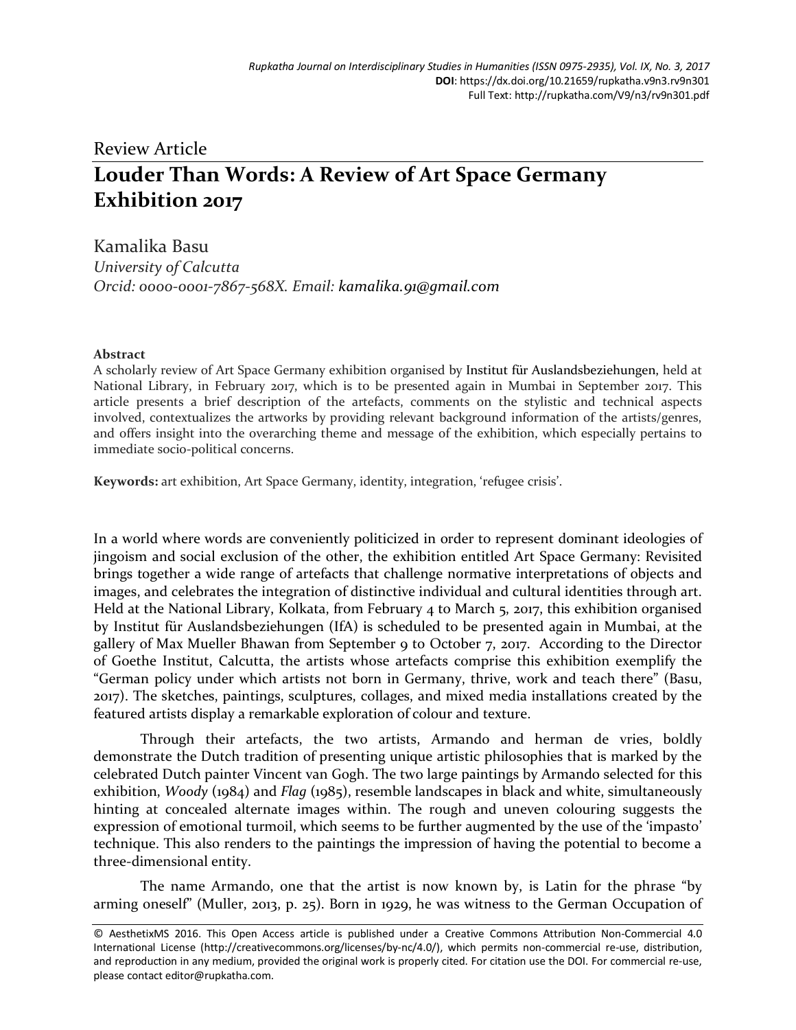Review Article

# Louder Than Words: A Review of Art Space Germany Exhibition 2017

Kamalika Basu

*University of Calcutta*

*Orcid: 0000-0001-7867-568X. Email: kamalika.91@gmail.com*

**Abstract**

A scholarly review of Art Space Germany exhibition organised by Institut für Auslandsbeziehungen, held at National Library, in February 2017, which is to be presented again in Mumbai in September 2017. This article presents a brief description of the artefacts, comments on the stylistic and technical aspects involved, contextualizes the artworks by providing relevant background information of the artists/genres, and offers insight into the overarching theme and message of the exhibition, which especially pertains to immediate socio-political concerns.

**Keywords:** art exhibition, Art Space Germany, identity, integration, 'refugee crisis'.

In a world where words are conveniently politicized in order to represent dominant ideologies of jingoism and social exclusion of the other, the exhibition entitled Art Space Germany: Revisited brings together a wide range of artefacts that challenge normative interpretations of objects and images, and celebrates the integration of distinctive individual and cultural identities through art. Held at the National Library, Kolkata, from February 4 to March 5, 2017, this exhibition organised by Institut für Auslandsbeziehungen (IfA) is scheduled to be presented again in Mumbai, at the gallery of Max Mueller Bhawan from September 9 to October 7, 2017. According to the Director of Goethe Institut, Calcutta, the artists whose artefacts comprise this exhibition exemplify the "German policy under which artists not born in Germany, thrive, work and teach there" (Basu, 2017). The sketches, paintings, sculptures, collages, and mixed media installations created by the featured artists display a remarkable exploration of colour and texture.

Through their artefacts, the two artists, Armando and herman de vries, boldly demonstrate the Dutch tradition of presenting unique artistic philosophies that is marked by the celebrated Dutch painter Vincent van Gogh. The two large paintings by Armando selected for this exhibition, *Woody* (1984) and *Flag* (1985), resemble landscapes in black and white, simultaneously hinting at concealed alternate images within. The rough and uneven colouring suggests the expression of emotional turmoil, which seems to be further augmented by the use of the 'impasto' technique. This also renders to the paintings the impression of having the potential to become a three-dimensional entity.

The name Armando, one that the artist is now known by, is Latin for the phrase "by arming oneself" (Muller, 2013, p. 25). Born in 1929, he was witness to the German Occupation of

© AesthetixMS 2016. This Open Access article is published under a Creative Commons Attribution Non-Commercial 4.0 International License (http://creativecommons.org/licenses/by-nc/4.0/), which permits non-commercial re-use, distribution, and reproduction in any medium, provided the original work is properly cited. For citation use the DOI. For commercial re-use, please contact editor@rupkatha.com.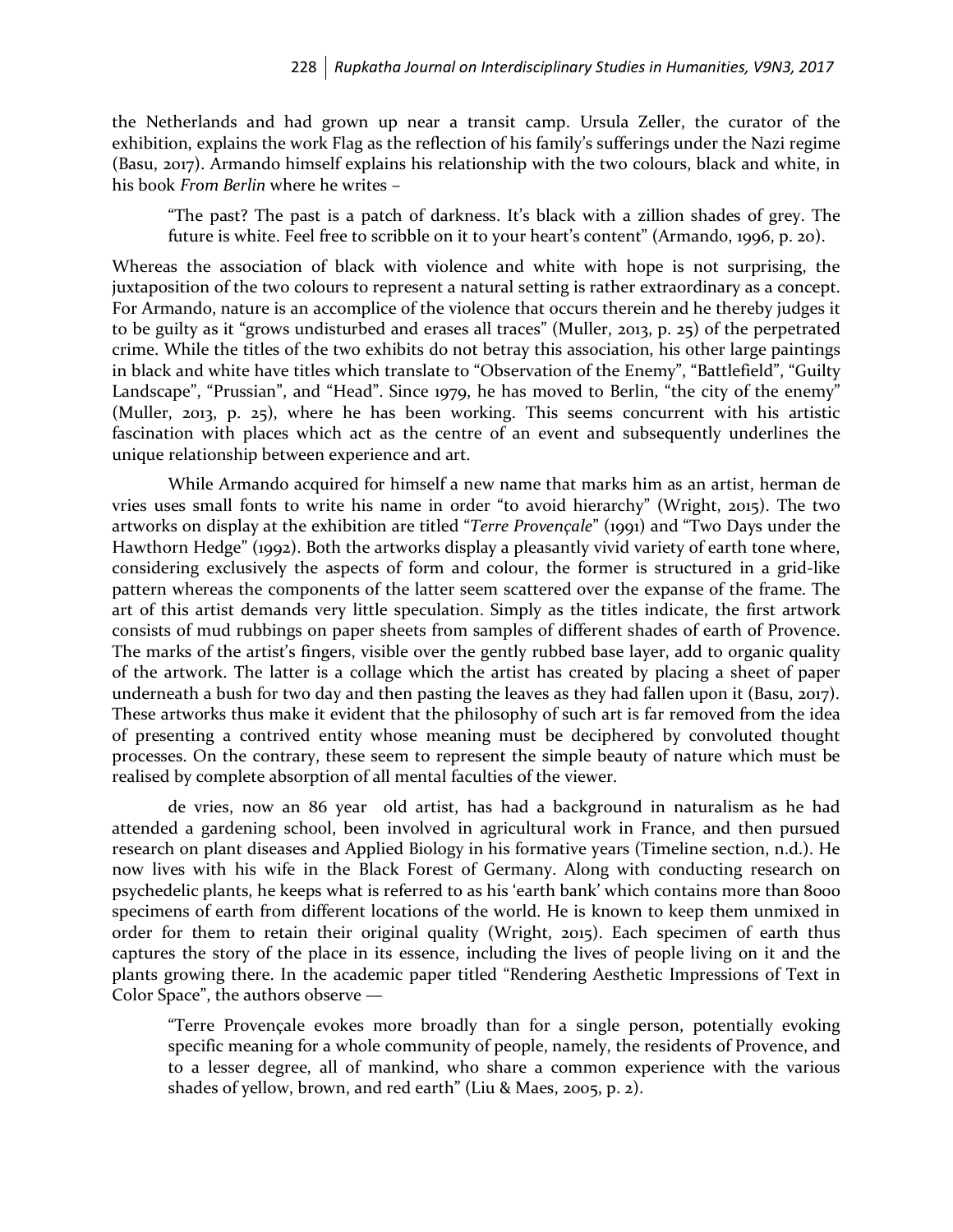the Netherlands and had grown up near a transit camp. Ursula Zeller, the curator of the exhibition, explains the work Flag as the reflection of his family's sufferings under the Nazi regime (Basu, 2017). Armando himself explains his relationship with the two colours, black and white, in his book *From Berlin* where he writes –

> "The past? The past is a patch of darkness. It's black with a zillion shades of grey. The future is white. Feel free to scribble on it to your heart's content" (Armando, 1996, p. 20).

Whereas the association of black with violence and white with hope is not surprising, the juxtaposition of the two colours to represent a natural setting is rather extraordinary as a concept. For Armando, nature is an accomplice of the violence that occurs therein and he thereby judges it to be guilty as it "grows undisturbed and erases all traces" (Muller, 2013, p. 25) of the perpetrated crime. While the titles of the two exhibits do not betray this association, his other large paintings in black and white have titles which translate to "Observation of the Enemy", "Battlefield", "Guilty Landscape", "Prussian", and "Head". Since 1979, he has moved to Berlin, "the city of the enemy" (Muller, 2013, p. 25), where he has been working. This seems concurrent with his artistic fascination with places which act as the centre of an event and subsequently underlines the unique relationship between experience and art.

While Armando acquired for himself a new name that marks him as an artist, herman de vries uses small fonts to write his name in order "to avoid hierarchy" (Wright, 2015). The two artworks on display at the exhibition are titled "*Terre Provençale*" (1991) and "Two Days under the Hawthorn Hedge" (1992). Both the artworks display a pleasantly vivid variety of earth tone where, considering exclusively the aspects of form and colour, the former is structured in a grid-like pattern whereas the components of the latter seem scattered over the expanse of the frame. The art of this artist demands very little speculation. Simply as the titles indicate, the first artwork consists of mud rubbings on paper sheets from samples of different shades of earth of Provence. The marks of the artist's fingers, visible over the gently rubbed base layer, add to organic quality of the artwork. The latter is a collage which the artist has created by placing a sheet of paper underneath a bush for two day and then pasting the leaves as they had fallen upon it (Basu, 2017). These artworks thus make it evident that the philosophy of such art is far removed from the idea of presenting a contrived entity whose meaning must be deciphered by convoluted thought processes. On the contrary, these seem to represent the simple beauty of nature which must be realised by complete absorption of all mental faculties of the viewer.

de vries, now an 86 year old artist, has had a background in naturalism as he had attended a gardening school, been involved in agricultural work in France, and then pursued research on plant diseases and Applied Biology in his formative years (Timeline section, n.d.). He now lives with his wife in the Black Forest of Germany. Along with conducting research on psychedelic plants, he keeps what is referred to as his 'earth bank' which contains more than 8000 specimens of earth from different locations of the world. He is known to keep them unmixed in order for them to retain their original quality (Wright, 2015). Each specimen of earth thus captures the story of the place in its essence, including the lives of people living on it and the plants growing there. In the academic paper titled "Rendering Aesthetic Impressions of Text in Color Space", the authors observe —

> "Terre Provençale evokes more broadly than for a single person, potentially evoking specific meaning for a whole community of people, namely, the residents of Provence, and to a lesser degree, all of mankind, who share a common experience with the various shades of yellow, brown, and red earth" (Liu & Maes, 2005, p. 2).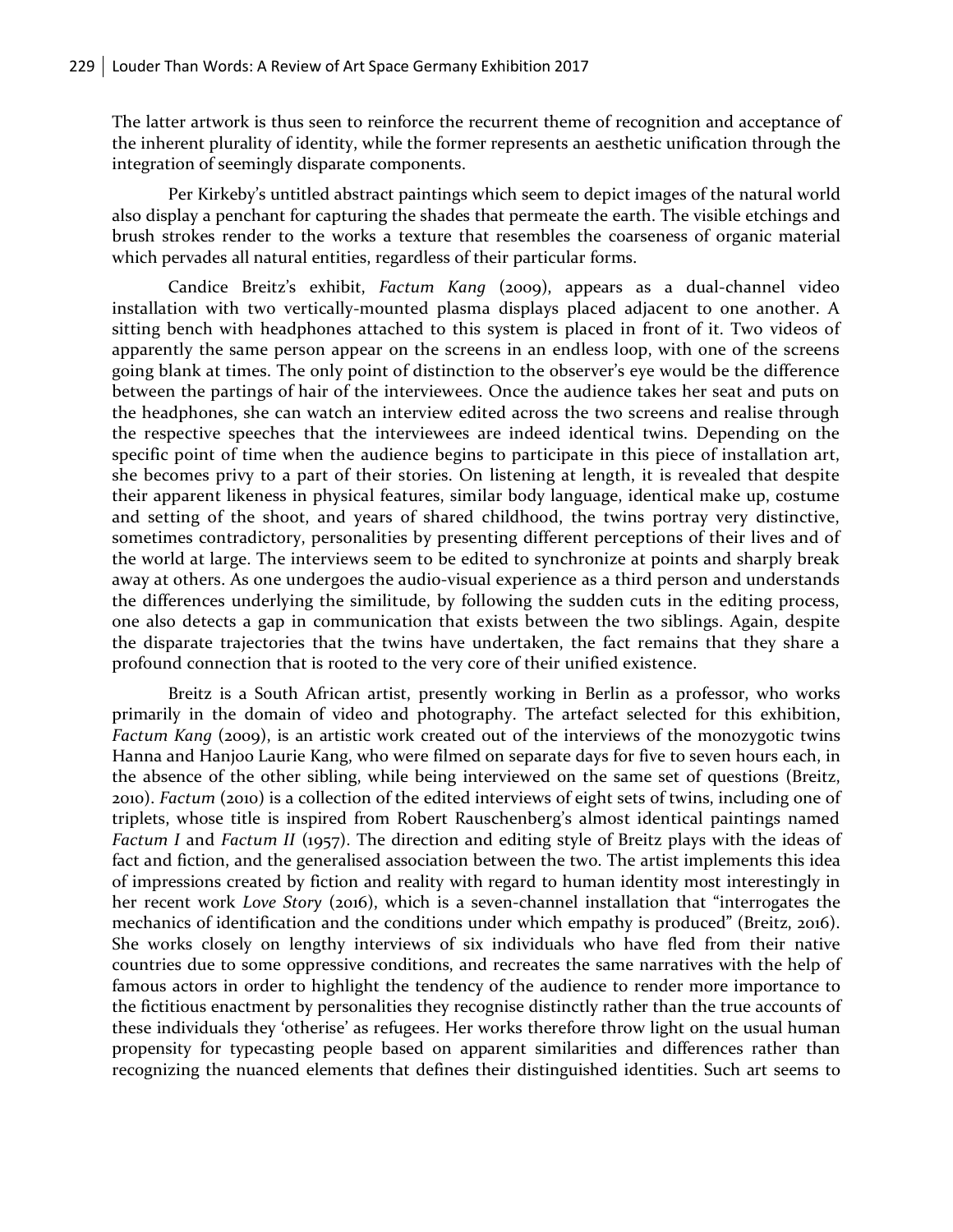The latter artwork is thus seen to reinforce the recurrent theme of recognition and acceptance of the inherent plurality of identity, while the former represents an aesthetic unification through the integration of seemingly disparate components.

Per Kirkeby's untitled abstract paintings which seem to depict images of the natural world also display a penchant for capturing the shades that permeate the earth. The visible etchings and brush strokes render to the works a texture that resembles the coarseness of organic material which pervades all natural entities, regardless of their particular forms.

Candice Breitz's exhibit, *Factum Kang* (2009), appears as a dual-channel video installation with two vertically-mounted plasma displays placed adjacent to one another. A sitting bench with headphones attached to this system is placed in front of it. Two videos of apparently the same person appear on the screens in an endless loop, with one of the screens going blank at times. The only point of distinction to the observer's eye would be the difference between the partings of hair of the interviewees. Once the audience takes her seat and puts on the headphones, she can watch an interview edited across the two screens and realise through the respective speeches that the interviewees are indeed identical twins. Depending on the specific point of time when the audience begins to participate in this piece of installation art, she becomes privy to a part of their stories. On listening at length, it is revealed that despite their apparent likeness in physical features, similar body language, identical make up, costume and setting of the shoot, and years of shared childhood, the twins portray very distinctive, sometimes contradictory, personalities by presenting different perceptions of their lives and of the world at large. The interviews seem to be edited to synchronize at points and sharply break away at others. As one undergoes the audio-visual experience as a third person and understands the differences underlying the similitude, by following the sudden cuts in the editing process, one also detects a gap in communication that exists between the two siblings. Again, despite the disparate trajectories that the twins have undertaken, the fact remains that they share a profound connection that is rooted to the very core of their unified existence.

Breitz is a South African artist, presently working in Berlin as a professor, who works primarily in the domain of video and photography. The artefact selected for this exhibition, *Factum Kang* (2009), is an artistic work created out of the interviews of the monozygotic twins Hanna and Hanjoo Laurie Kang, who were filmed on separate days for five to seven hours each, in the absence of the other sibling, while being interviewed on the same set of questions (Breitz, 2010). *Factum* (2010) is a collection of the edited interviews of eight sets of twins, including one of triplets, whose title is inspired from Robert Rauschenberg's almost identical paintings named *Factum I* and *Factum II* (1957). The direction and editing style of Breitz plays with the ideas of fact and fiction, and the generalised association between the two. The artist implements this idea of impressions created by fiction and reality with regard to human identity most interestingly in her recent work *Love Story* (2016), which is a seven-channel installation that "interrogates the mechanics of identification and the conditions under which empathy is produced" (Breitz, 2016). She works closely on lengthy interviews of six individuals who have fled from their native countries due to some oppressive conditions, and recreates the same narratives with the help of famous actors in order to highlight the tendency of the audience to render more importance to the fictitious enactment by personalities they recognise distinctly rather than the true accounts of these individuals they 'otherise' as refugees. Her works therefore throw light on the usual human propensity for typecasting people based on apparent similarities and differences rather than recognizing the nuanced elements that defines their distinguished identities. Such art seems to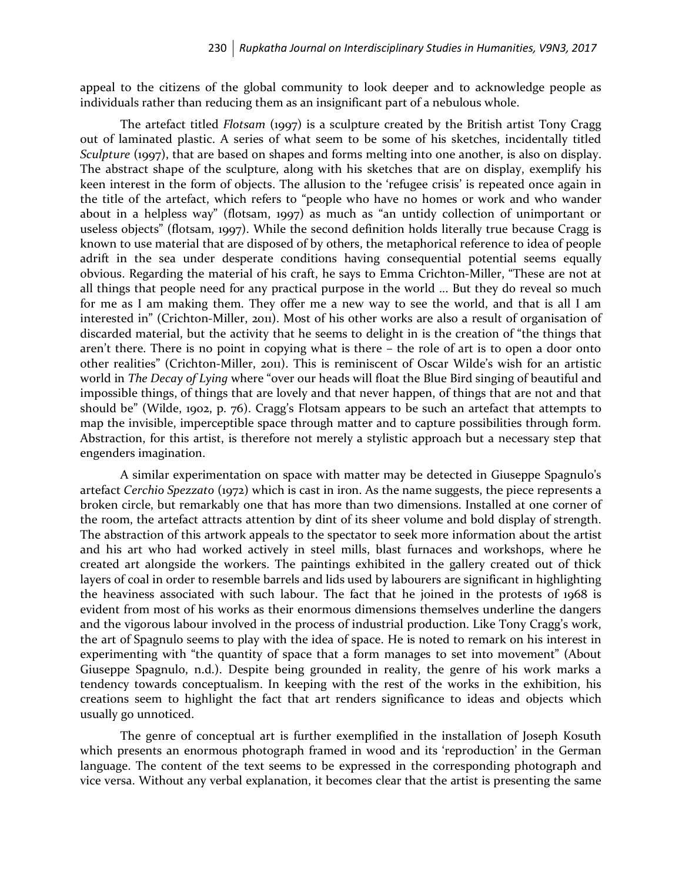appeal to the citizens of the global community to look deeper and to acknowledge people as individuals rather than reducing them as an insignificant part of a nebulous whole.

The artefact titled *Flotsam* (1997) is a sculpture created by the British artist Tony Cragg out of laminated plastic. A series of what seem to be some of his sketches, incidentally titled *Sculpture* (1997), that are based on shapes and forms melting into one another, is also on display. The abstract shape of the sculpture, along with his sketches that are on display, exemplify his keen interest in the form of objects. The allusion to the 'refugee crisis' is repeated once again in the title of the artefact, which refers to "people who have no homes or work and who wander about in a helpless way" (flotsam, 1997) as much as "an untidy collection of unimportant or useless objects" (flotsam, 1997). While the second definition holds literally true because Cragg is known to use material that are disposed of by others, the metaphorical reference to idea of people adrift in the sea under desperate conditions having consequential potential seems equally obvious. Regarding the material of his craft, he says to Emma Crichton-Miller, "These are not at all things that people need for any practical purpose in the world ... But they do reveal so much for me as I am making them. They offer me a new way to see the world, and that is all I am interested in" (Crichton-Miller, 2011). Most of his other works are also a result of organisation of discarded material, but the activity that he seems to delight in is the creation of "the things that aren't there. There is no point in copying what is there – the role of art is to open a door onto other realities" (Crichton-Miller, 2011). This is reminiscent of Oscar Wilde's wish for an artistic world in *The Decay of Lying* where "over our heads will float the Blue Bird singing of beautiful and impossible things, of things that are lovely and that never happen, of things that are not and that should be" (Wilde, 1902, p. 76). Cragg's Flotsam appears to be such an artefact that attempts to map the invisible, imperceptible space through matter and to capture possibilities through form. Abstraction, for this artist, is therefore not merely a stylistic approach but a necessary step that engenders imagination.

A similar experimentation on space with matter may be detected in Giuseppe Spagnulo's artefact *Cerchio Spezzato* (1972) which is cast in iron. As the name suggests, the piece represents a broken circle, but remarkably one that has more than two dimensions. Installed at one corner of the room, the artefact attracts attention by dint of its sheer volume and bold display of strength. The abstraction of this artwork appeals to the spectator to seek more information about the artist and his art who had worked actively in steel mills, blast furnaces and workshops, where he created art alongside the workers. The paintings exhibited in the gallery created out of thick layers of coal in order to resemble barrels and lids used by labourers are significant in highlighting the heaviness associated with such labour. The fact that he joined in the protests of 1968 is evident from most of his works as their enormous dimensions themselves underline the dangers and the vigorous labour involved in the process of industrial production. Like Tony Cragg's work, the art of Spagnulo seems to play with the idea of space. He is noted to remark on his interest in experimenting with "the quantity of space that a form manages to set into movement" (About Giuseppe Spagnulo, n.d.). Despite being grounded in reality, the genre of his work marks a tendency towards conceptualism. In keeping with the rest of the works in the exhibition, his creations seem to highlight the fact that art renders significance to ideas and objects which usually go unnoticed.

The genre of conceptual art is further exemplified in the installation of Joseph Kosuth which presents an enormous photograph framed in wood and its 'reproduction' in the German language. The content of the text seems to be expressed in the corresponding photograph and vice versa. Without any verbal explanation, it becomes clear that the artist is presenting the same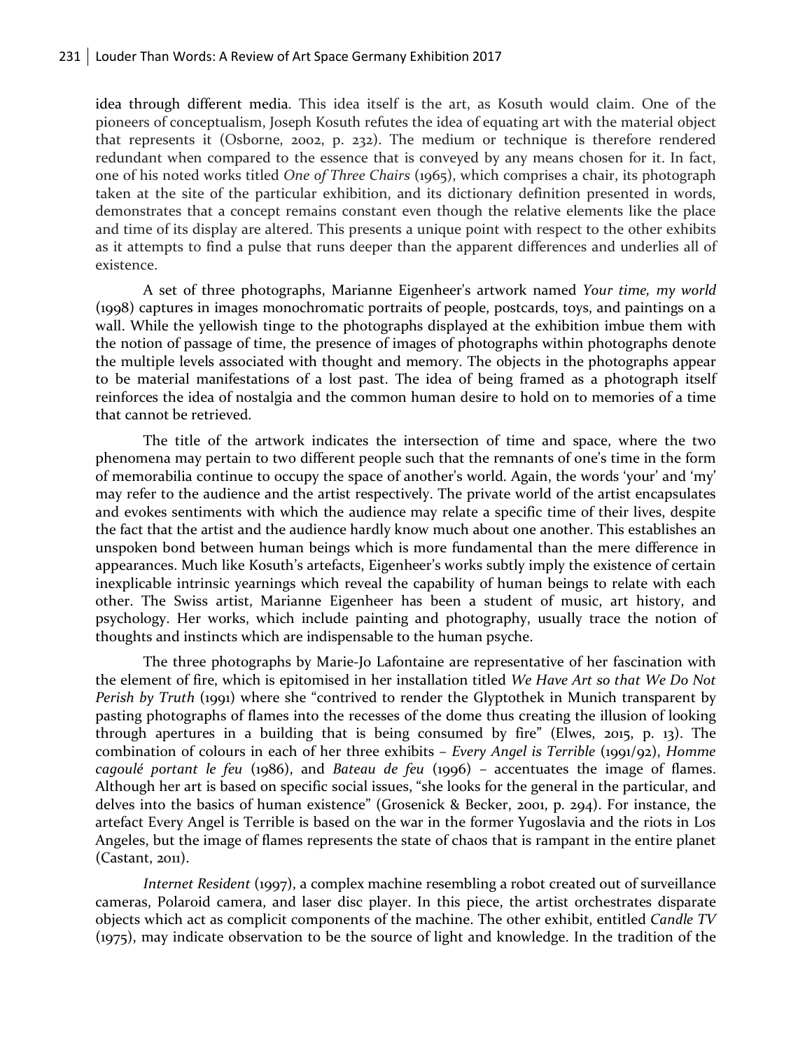idea through different media. This idea itself is the art, as Kosuth would claim. One of the pioneers of conceptualism, Joseph Kosuth refutes the idea of equating art with the material object that represents it (Osborne, 2002, p. 232). The medium or technique is therefore rendered redundant when compared to the essence that is conveyed by any means chosen for it. In fact, one of his noted works titled *One of Three Chairs* (1965), which comprises a chair, its photograph taken at the site of the particular exhibition, and its dictionary definition presented in words, demonstrates that a concept remains constant even though the relative elements like the place and time of its display are altered. This presents a unique point with respect to the other exhibits as it attempts to find a pulse that runs deeper than the apparent differences and underlies all of existence.

A set of three photographs, Marianne Eigenheer's artwork named *Your time, my world* (1998) captures in images monochromatic portraits of people, postcards, toys, and paintings on a wall. While the yellowish tinge to the photographs displayed at the exhibition imbue them with the notion of passage of time, the presence of images of photographs within photographs denote the multiple levels associated with thought and memory. The objects in the photographs appear to be material manifestations of a lost past. The idea of being framed as a photograph itself reinforces the idea of nostalgia and the common human desire to hold on to memories of a time that cannot be retrieved.

The title of the artwork indicates the intersection of time and space, where the two phenomena may pertain to two different people such that the remnants of one's time in the form of memorabilia continue to occupy the space of another's world. Again, the words 'your' and 'my' may refer to the audience and the artist respectively. The private world of the artist encapsulates and evokes sentiments with which the audience may relate a specific time of their lives, despite the fact that the artist and the audience hardly know much about one another. This establishes an unspoken bond between human beings which is more fundamental than the mere difference in appearances. Much like Kosuth's artefacts, Eigenheer's works subtly imply the existence of certain inexplicable intrinsic yearnings which reveal the capability of human beings to relate with each other. The Swiss artist, Marianne Eigenheer has been a student of music, art history, and psychology. Her works, which include painting and photography, usually trace the notion of thoughts and instincts which are indispensable to the human psyche.

The three photographs by Marie-Jo Lafontaine are representative of her fascination with the element of fire, which is epitomised in her installation titled *We Have Art so that We Do Not Perish by Truth* (1991) where she "contrived to render the Glyptothek in Munich transparent by pasting photographs of flames into the recesses of the dome thus creating the illusion of looking through apertures in a building that is being consumed by fire" (Elwes, 2015, p. 13). The combination of colours in each of her three exhibits – *Every Angel is Terrible* (1991/92), *Homme cagoulé portant le feu* (1986), and *Bateau de feu* (1996) – accentuates the image of flames. Although her art is based on specific social issues, "she looks for the general in the particular, and delves into the basics of human existence" (Grosenick & Becker, 2001, p. 294). For instance, the artefact Every Angel is Terrible is based on the war in the former Yugoslavia and the riots in Los Angeles, but the image of flames represents the state of chaos that is rampant in the entire planet (Castant, 2011).

*Internet Resident* (1997), a complex machine resembling a robot created out of surveillance cameras, Polaroid camera, and laser disc player. In this piece, the artist orchestrates disparate objects which act as complicit components of the machine. The other exhibit, entitled *Candle TV* (1975), may indicate observation to be the source of light and knowledge. In the tradition of the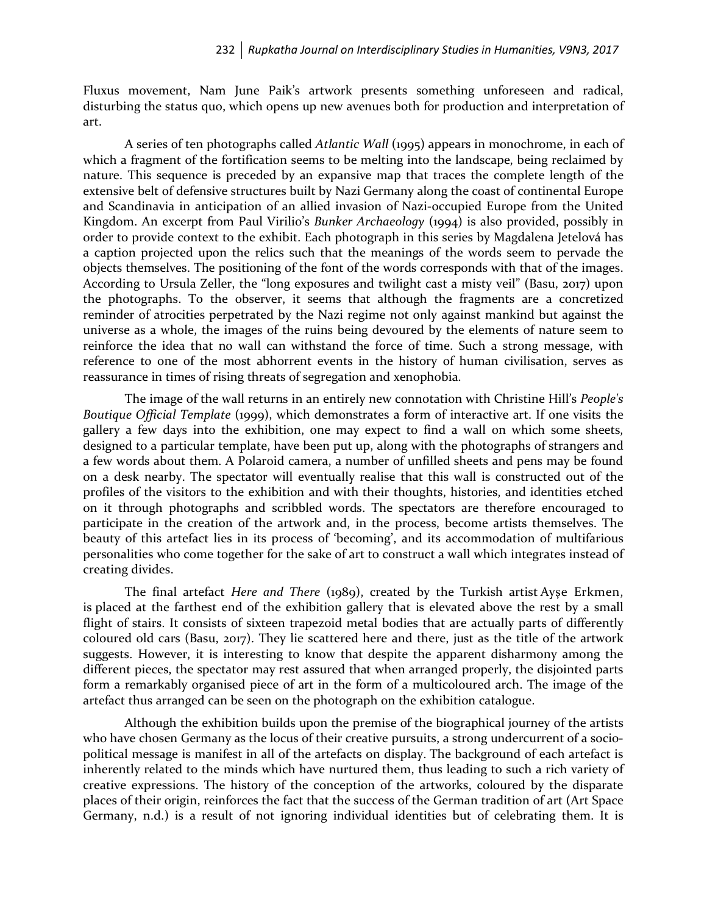Fluxus movement, Nam June Paik's artwork presents something unforeseen and radical, disturbing the status quo, which opens up new avenues both for production and interpretation of art.

A series of ten photographs called *Atlantic Wall* (1995) appears in monochrome, in each of which a fragment of the fortification seems to be melting into the landscape, being reclaimed by nature. This sequence is preceded by an expansive map that traces the complete length of the extensive belt of defensive structures built by Nazi Germany along the coast of continental Europe and Scandinavia in anticipation of an allied invasion of Nazi-occupied Europe from the United Kingdom. An excerpt from Paul Virilio's *Bunker Archaeology* (1994) is also provided, possibly in order to provide context to the exhibit. Each photograph in this series by Magdalena Jetelová has a caption projected upon the relics such that the meanings of the words seem to pervade the objects themselves. The positioning of the font of the words corresponds with that of the images. According to Ursula Zeller, the "long exposures and twilight cast a misty veil" (Basu, 2017) upon the photographs. To the observer, it seems that although the fragments are a concretized reminder of atrocities perpetrated by the Nazi regime not only against mankind but against the universe as a whole, the images of the ruins being devoured by the elements of nature seem to reinforce the idea that no wall can withstand the force of time. Such a strong message, with reference to one of the most abhorrent events in the history of human civilisation, serves as reassurance in times of rising threats of segregation and xenophobia.

The image of the wall returns in an entirely new connotation with Christine Hill's *People's Boutique Official Template* (1999), which demonstrates a form of interactive art. If one visits the gallery a few days into the exhibition, one may expect to find a wall on which some sheets, designed to a particular template, have been put up, along with the photographs of strangers and a few words about them. A Polaroid camera, a number of unfilled sheets and pens may be found on a desk nearby. The spectator will eventually realise that this wall is constructed out of the profiles of the visitors to the exhibition and with their thoughts, histories, and identities etched on it through photographs and scribbled words. The spectators are therefore encouraged to participate in the creation of the artwork and, in the process, become artists themselves. The beauty of this artefact lies in its process of 'becoming', and its accommodation of multifarious personalities who come together for the sake of art to construct a wall which integrates instead of creating divides.

The final artefact *Here and There* (1989), created by the Turkish artist Ayşe Erkmen, is placed at the farthest end of the exhibition gallery that is elevated above the rest by a small flight of stairs. It consists of sixteen trapezoid metal bodies that are actually parts of differently coloured old cars (Basu, 2017). They lie scattered here and there, just as the title of the artwork suggests. However, it is interesting to know that despite the apparent disharmony among the different pieces, the spectator may rest assured that when arranged properly, the disjointed parts form a remarkably organised piece of art in the form of a multicoloured arch. The image of the artefact thus arranged can be seen on the photograph on the exhibition catalogue.

Although the exhibition builds upon the premise of the biographical journey of the artists who have chosen Germany as the locus of their creative pursuits, a strong undercurrent of a socio-political message is manifest in all of the artefacts on display. The background of each artefact is inherently related to the minds which have nurtured them, thus leading to such a rich variety of creative expressions. The history of the conception of the artworks, coloured by the disparate places of their origin, reinforces the fact that the success of the German tradition of art (Art Space Germany, n.d.) is a result of not ignoring individual identities but of celebrating them. It is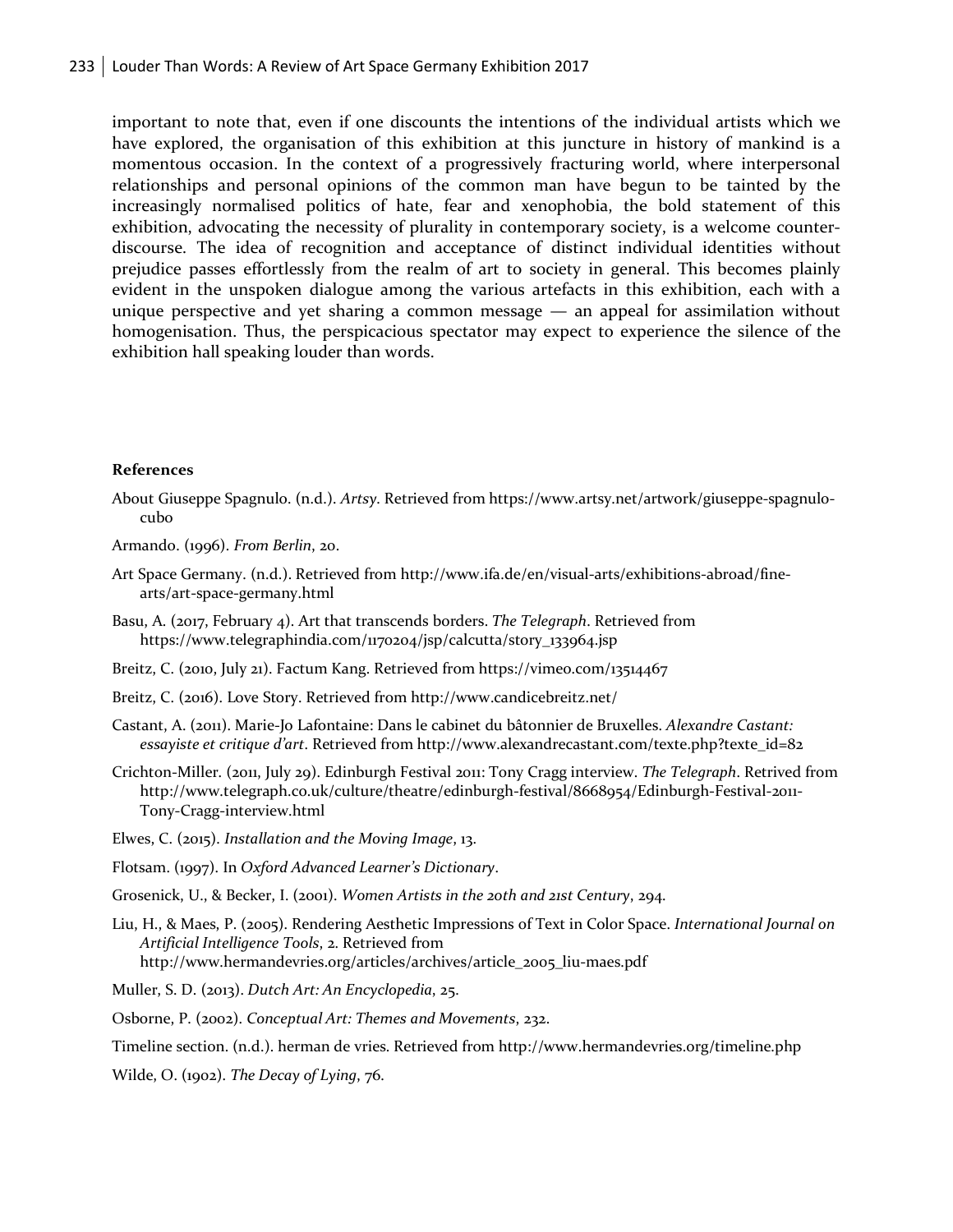important to note that, even if one discounts the intentions of the individual artists which we have explored, the organisation of this exhibition at this juncture in history of mankind is a momentous occasion. In the context of a progressively fracturing world, where interpersonal relationships and personal opinions of the common man have begun to be tainted by the increasingly normalised politics of hate, fear and xenophobia, the bold statement of this exhibition, advocating the necessity of plurality in contemporary society, is a welcome counter-discourse. The idea of recognition and acceptance of distinct individual identities without prejudice passes effortlessly from the realm of art to society in general. This becomes plainly evident in the unspoken dialogue among the various artefacts in this exhibition, each with a unique perspective and yet sharing a common message — an appeal for assimilation without homogenisation. Thus, the perspicacious spectator may expect to experience the silence of the exhibition hall speaking louder than words.

**References**

About Giuseppe Spagnulo. (n.d.). *Artsy*. Retrieved from https://www.artsy.net/artwork/giuseppe-spagnulo-cubo

Armando. (1996). *From Berlin*, 20.

Art Space Germany. (n.d.). Retrieved from http://www.ifa.de/en/visual-arts/exhibitions-abroad/fine-arts/art-space-germany.html

Basu, A. (2017, February 4). Art that transcends borders. *The Telegraph*. Retrieved from https://www.telegraphindia.com/1170204/jsp/calcutta/story_133964.jsp

Breitz, C. (2010, July 21). Factum Kang. Retrieved from https://vimeo.com/13514467

Breitz, C. (2016). Love Story. Retrieved from http://www.candicebreitz.net/

Castant, A. (2011). Marie-Jo Lafontaine: Dans le cabinet du bâtonnier de Bruxelles. *Alexandre Castant: essayiste et critique d'art*. Retrieved from http://www.alexandrecastant.com/texte.php?texte_id=82

Crichton-Miller. (2011, July 29). Edinburgh Festival 2011: Tony Cragg interview. *The Telegraph*. Retrived from http://www.telegraph.co.uk/culture/theatre/edinburgh-festival/8668954/Edinburgh-Festival-2011-Tony-Cragg-interview.html

Elwes, C. (2015). *Installation and the Moving Image*, 13.

Flotsam. (1997). In *Oxford Advanced Learner's Dictionary*.

Grosenick, U., & Becker, I. (2001). *Women Artists in the 20th and 21st Century*, 294.

Liu, H., & Maes, P. (2005). Rendering Aesthetic Impressions of Text in Color Space. *International Journal on Artificial Intelligence Tools*, 2. Retrieved from http://www.hermandevries.org/articles/archives/article_2005_liu-maes.pdf

Muller, S. D. (2013). *Dutch Art: An Encyclopedia*, 25.

Osborne, P. (2002). *Conceptual Art: Themes and Movements*, 232.

Timeline section. (n.d.). herman de vries. Retrieved from http://www.hermandevries.org/timeline.php

Wilde, O. (1902). *The Decay of Lying*, 76.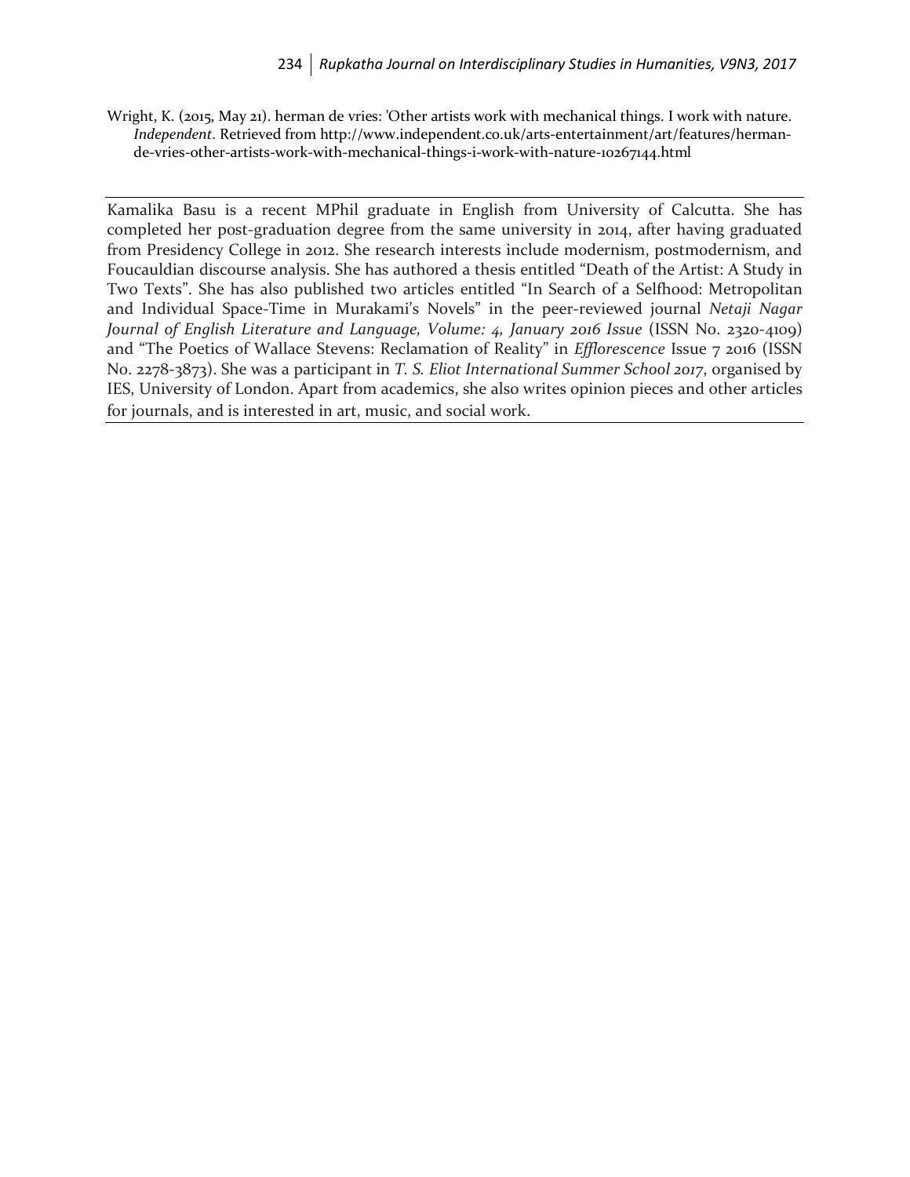Wright, K. (2015, May 21). herman de vries: 'Other artists work with mechanical things. I work with nature. *Independent*. Retrieved from http://www.independent.co.uk/arts-entertainment/art/features/herman-de-vries-other-artists-work-with-mechanical-things-i-work-with-nature-10267144.html

---

Kamalika Basu is a recent MPhil graduate in English from University of Calcutta. She has completed her post-graduation degree from the same university in 2014, after having graduated from Presidency College in 2012. She research interests include modernism, postmodernism, and Foucauldian discourse analysis. She has authored a thesis entitled "Death of the Artist: A Study in Two Texts". She has also published two articles entitled "In Search of a Selfhood: Metropolitan and Individual Space-Time in Murakami's Novels" in the peer-reviewed journal *Netaji Nagar Journal of English Literature and Language, Volume: 4, January 2016 Issue* (ISSN No. 2320-4109) and "The Poetics of Wallace Stevens: Reclamation of Reality" in *Efflorescence* Issue 7 2016 (ISSN No. 2278-3873). She was a participant in *T. S. Eliot International Summer School 2017*, organised by IES, University of London. Apart from academics, she also writes opinion pieces and other articles for journals, and is interested in art, music, and social work.